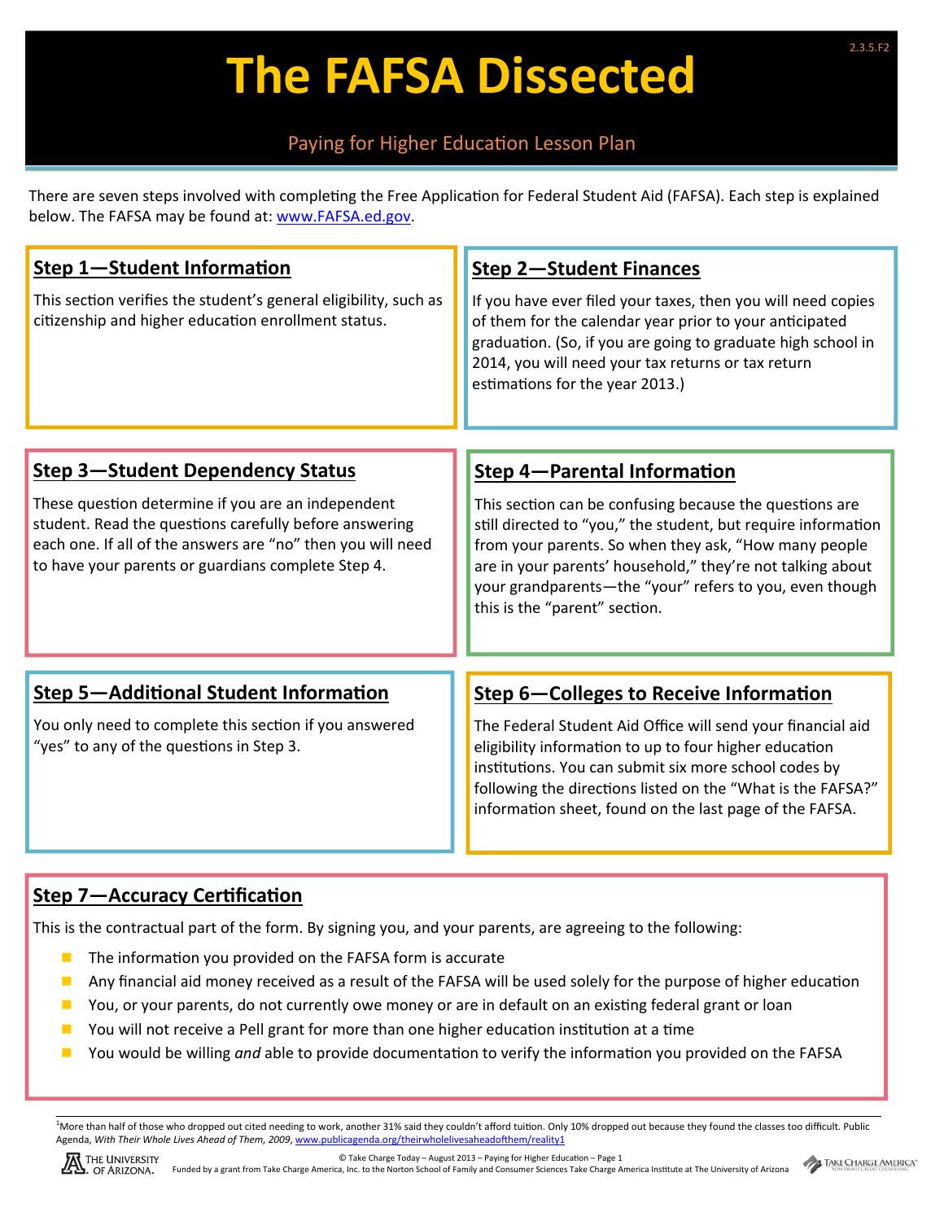# The FAFSA Dissected

Paying for Higher Education Lesson Plan

There are seven steps involved with completing the Free Application for Federal Student Aid (FAFSA). Each step is explained below. The FAFSA may be found at: www.FAFSA.ed.gov.

## Step 1—Student Information

This section verifies the student's general eligibility, such as citizenship and higher education enrollment status.

## Step 2—Student Finances

If you have ever filed your taxes, then you will need copies of them for the calendar year prior to your anticipated graduation. (So, if you are going to graduate high school in 2014, you will need your tax returns or tax return estimations for the year 2013.)

## Step 3—Student Dependency Status

These question determine if you are an independent student. Read the questions carefully before answering each one. If all of the answers are "no" then you will need to have your parents or guardians complete Step 4.

## Step 4—Parental Information

This section can be confusing because the questions are still directed to "you," the student, but require information from your parents. So when they ask, "How many people are in your parents' household," they're not talking about your grandparents—the "your" refers to you, even though this is the "parent" section.

## Step 5—Additional Student Information

You only need to complete this section if you answered "yes" to any of the questions in Step 3.

## Step 6—Colleges to Receive Information

The Federal Student Aid Office will send your financial aid eligibility information to up to four higher education institutions. You can submit six more school codes by following the directions listed on the "What is the FAFSA?" information sheet, found on the last page of the FAFSA.

## Step 7—Accuracy Certification

This is the contractual part of the form. By signing you, and your parents, are agreeing to the following:

- The information you provided on the FAFSA form is accurate
- Any financial aid money received as a result of the FAFSA will be used solely for the purpose of higher education
- You, or your parents, do not currently owe money or are in default on an existing federal grant or loan
- You will not receive a Pell grant for more than one higher education institution at a time
- You would be willing *and* able to provide documentation to verify the information you provided on the FAFSA

[1]More than half of those who dropped out cited needing to work, another 31% said they couldn't afford tuition. Only 10% dropped out because they found the classes too difficult. Public Agenda, *With Their Whole Lives Ahead of Them, 2009*, www.publicagenda.org/theirwholelivesaheadofthem/reality1

© Take Charge Today – August 2013 – Paying for Higher Education

Funded by a grant from Take Charge America, Inc. to the Norton School of Family and Consumer Sciences Take Charge America Institute at The University of Arizona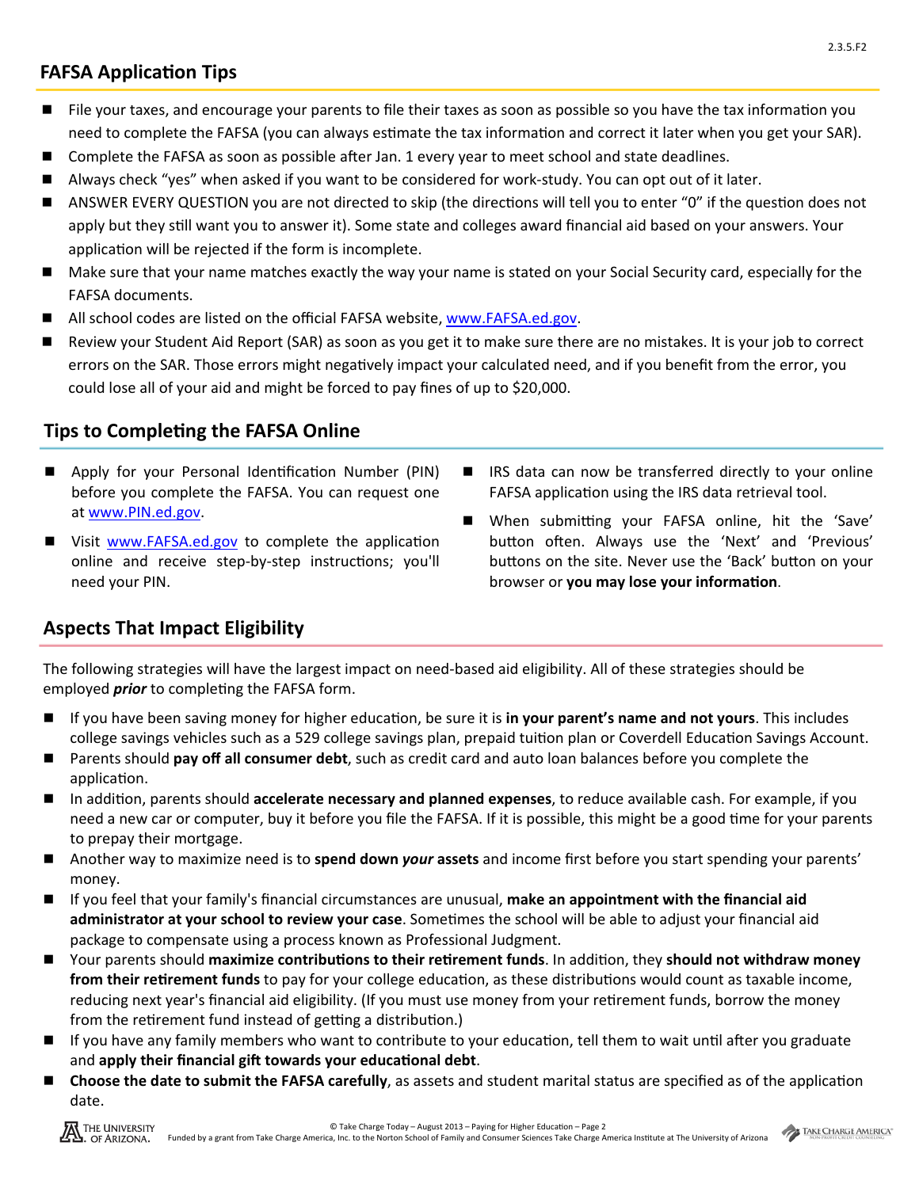## FAFSA Application Tips

- File your taxes, and encourage your parents to file their taxes as soon as possible so you have the tax information you need to complete the FAFSA (you can always estimate the tax information and correct it later when you get your SAR).
- Complete the FAFSA as soon as possible after Jan. 1 every year to meet school and state deadlines.
- Always check "yes" when asked if you want to be considered for work-study. You can opt out of it later.
- ANSWER EVERY QUESTION you are not directed to skip (the directions will tell you to enter "0" if the question does not apply but they still want you to answer it). Some state and colleges award financial aid based on your answers. Your application will be rejected if the form is incomplete.
- Make sure that your name matches exactly the way your name is stated on your Social Security card, especially for the FAFSA documents.
- All school codes are listed on the official FAFSA website, www.FAFSA.ed.gov.
- Review your Student Aid Report (SAR) as soon as you get it to make sure there are no mistakes. It is your job to correct errors on the SAR. Those errors might negatively impact your calculated need, and if you benefit from the error, you could lose all of your aid and might be forced to pay fines of up to $20,000.

## Tips to Completing the FAFSA Online

- Apply for your Personal Identification Number (PIN) before you complete the FAFSA. You can request one at www.PIN.ed.gov.
- Visit www.FAFSA.ed.gov to complete the application online and receive step-by-step instructions; you'll need your PIN.
- IRS data can now be transferred directly to your online FAFSA application using the IRS data retrieval tool.
- When submitting your FAFSA online, hit the 'Save' button often. Always use the 'Next' and 'Previous' buttons on the site. Never use the 'Back' button on your browser or **you may lose your information**.

## Aspects That Impact Eligibility

The following strategies will have the largest impact on need-based aid eligibility. All of these strategies should be employed ***prior*** to completing the FAFSA form.

- If you have been saving money for higher education, be sure it is **in your parent's name and not yours**. This includes college savings vehicles such as a 529 college savings plan, prepaid tuition plan or Coverdell Education Savings Account.
- Parents should **pay off all consumer debt**, such as credit card and auto loan balances before you complete the application.
- In addition, parents should **accelerate necessary and planned expenses**, to reduce available cash. For example, if you need a new car or computer, buy it before you file the FAFSA. If it is possible, this might be a good time for your parents to prepay their mortgage.
- Another way to maximize need is to **spend down *your* assets** and income first before you start spending your parents' money.
- If you feel that your family's financial circumstances are unusual, **make an appointment with the financial aid administrator at your school to review your case**. Sometimes the school will be able to adjust your financial aid package to compensate using a process known as Professional Judgment.
- Your parents should **maximize contributions to their retirement funds**. In addition, they **should not withdraw money from their retirement funds** to pay for your college education, as these distributions would count as taxable income, reducing next year's financial aid eligibility. (If you must use money from your retirement funds, borrow the money from the retirement fund instead of getting a distribution.)
- If you have any family members who want to contribute to your education, tell them to wait until after you graduate and **apply their financial gift towards your educational debt**.
- **Choose the date to submit the FAFSA carefully**, as assets and student marital status are specified as of the application date.